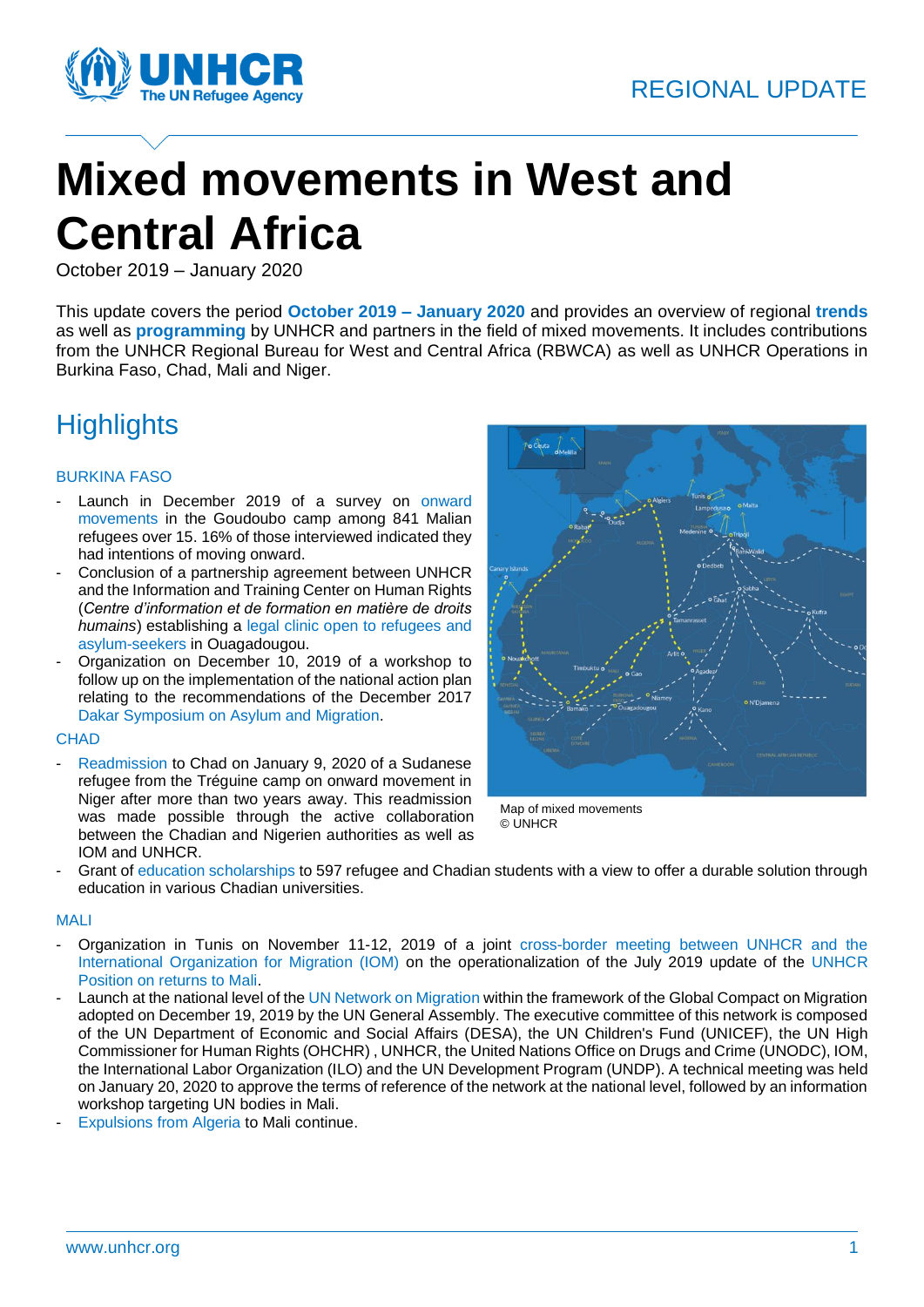REGIONAL UPDATE

# Mixed movements in West and Central Africa

October 2019 – January 2020

This update covers the period **October 2019 – January 2020** and provides an overview of regional **trends** as well as **programming** by UNHCR and partners in the field of mixed movements. It includes contributions from the UNHCR Regional Bureau for West and Central Africa (RBWCA) as well as UNHCR Operations in Burkina Faso, Chad, Mali and Niger.

## Highlights

### BURKINA FASO

- Launch in December 2019 of a survey on onward movements in the Goudoubo camp among 841 Malian refugees over 15. 16% of those interviewed indicated they had intentions of moving onward.
- Conclusion of a partnership agreement between UNHCR and the Information and Training Center on Human Rights (*Centre d'information et de formation en matière de droits humains*) establishing a legal clinic open to refugees and asylum-seekers in Ouagadougou.
- Organization on December 10, 2019 of a workshop to follow up on the implementation of the national action plan relating to the recommendations of the December 2017 Dakar Symposium on Asylum and Migration.

### CHAD

- Readmission to Chad on January 9, 2020 of a Sudanese refugee from the Tréguine camp on onward movement in Niger after more than two years away. This readmission was made possible through the active collaboration between the Chadian and Nigerien authorities as well as IOM and UNHCR.
- Grant of education scholarships to 597 refugee and Chadian students with a view to offer a durable solution through education in various Chadian universities.

Map of mixed movements
© UNHCR

### MALI

- Organization in Tunis on November 11-12, 2019 of a joint cross-border meeting between UNHCR and the International Organization for Migration (IOM) on the operationalization of the July 2019 update of the UNHCR Position on returns to Mali.
- Launch at the national level of the UN Network on Migration within the framework of the Global Compact on Migration adopted on December 19, 2019 by the UN General Assembly. The executive committee of this network is composed of the UN Department of Economic and Social Affairs (DESA), the UN Children's Fund (UNICEF), the UN High Commissioner for Human Rights (OHCHR) , UNHCR, the United Nations Office on Drugs and Crime (UNODC), IOM, the International Labor Organization (ILO) and the UN Development Program (UNDP). A technical meeting was held on January 20, 2020 to approve the terms of reference of the network at the national level, followed by an information workshop targeting UN bodies in Mali.
- Expulsions from Algeria to Mali continue.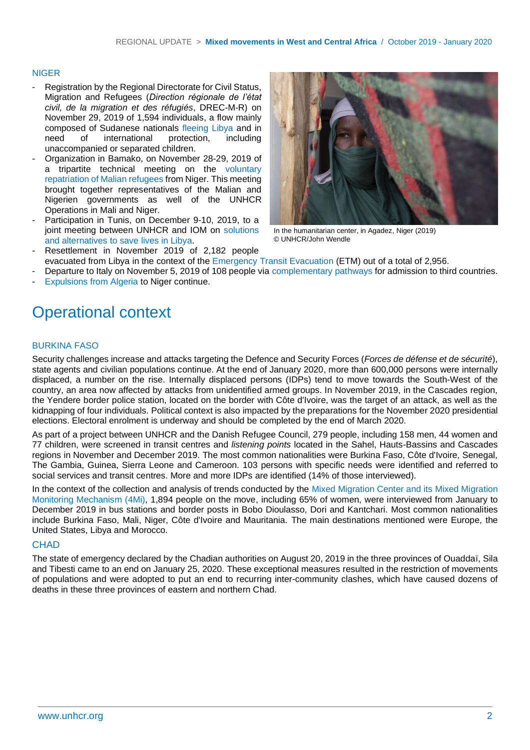### NIGER

- Registration by the Regional Directorate for Civil Status, Migration and Refugees (*Direction régionale de l'état civil, de la migration et des réfugiés*, DREC-M-R) on November 29, 2019 of 1,594 individuals, a flow mainly composed of Sudanese nationals fleeing Libya and in need of international protection, including unaccompanied or separated children.
- Organization in Bamako, on November 28-29, 2019 of a tripartite technical meeting on the voluntary repatriation of Malian refugees from Niger. This meeting brought together representatives of the Malian and Nigerien governments as well of the UNHCR Operations in Mali and Niger.
- Participation in Tunis, on December 9-10, 2019, to a joint meeting between UNHCR and IOM on solutions and alternatives to save lives in Libya.
- Resettlement in November 2019 of 2,182 people evacuated from Libya in the context of the Emergency Transit Evacuation (ETM) out of a total of 2,956.
- Departure to Italy on November 5, 2019 of 108 people via complementary pathways for admission to third countries.
- Expulsions from Algeria to Niger continue.

In the humanitarian center, in Agadez, Niger (2019) © UNHCR/John Wendle

# Operational context

### BURKINA FASO

Security challenges increase and attacks targeting the Defence and Security Forces (*Forces de défense et de sécurité*), state agents and civilian populations continue. At the end of January 2020, more than 600,000 persons were internally displaced, a number on the rise. Internally displaced persons (IDPs) tend to move towards the South-West of the country, an area now affected by attacks from unidentified armed groups. In November 2019, in the Cascades region, the Yendere border police station, located on the border with Côte d'Ivoire, was the target of an attack, as well as the kidnapping of four individuals. Political context is also impacted by the preparations for the November 2020 presidential elections. Electoral enrolment is underway and should be completed by the end of March 2020.

As part of a project between UNHCR and the Danish Refugee Council, 279 people, including 158 men, 44 women and 77 children, were screened in transit centres and *listening points* located in the Sahel, Hauts-Bassins and Cascades regions in November and December 2019. The most common nationalities were Burkina Faso, Côte d'Ivoire, Senegal, The Gambia, Guinea, Sierra Leone and Cameroon. 103 persons with specific needs were identified and referred to social services and transit centres. More and more IDPs are identified (14% of those interviewed).

In the context of the collection and analysis of trends conducted by the Mixed Migration Center and its Mixed Migration Monitoring Mechanism (4Mi), 1,894 people on the move, including 65% of women, were interviewed from January to December 2019 in bus stations and border posts in Bobo Dioulasso, Dori and Kantchari. Most common nationalities include Burkina Faso, Mali, Niger, Côte d'Ivoire and Mauritania. The main destinations mentioned were Europe, the United States, Libya and Morocco.

### CHAD

The state of emergency declared by the Chadian authorities on August 20, 2019 in the three provinces of Ouaddaï, Sila and Tibesti came to an end on January 25, 2020. These exceptional measures resulted in the restriction of movements of populations and were adopted to put an end to recurring inter-community clashes, which have caused dozens of deaths in these three provinces of eastern and northern Chad.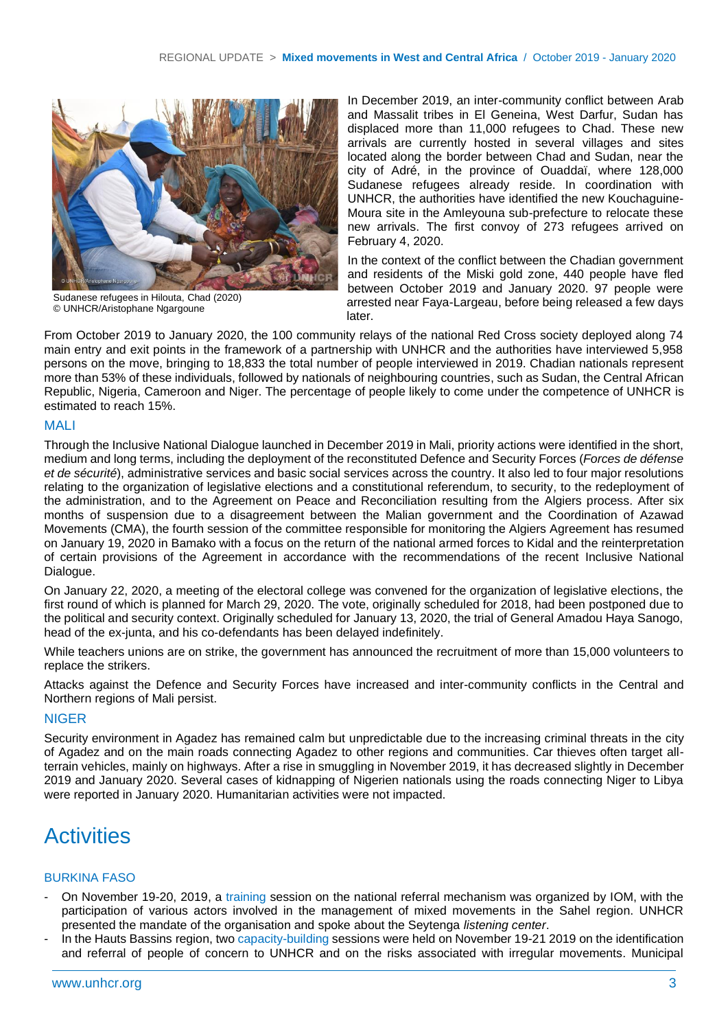Sudanese refugees in Hilouta, Chad (2020)
© UNHCR/Aristophane Ngargoune

In December 2019, an inter-community conflict between Arab and Massalit tribes in El Geneina, West Darfur, Sudan has displaced more than 11,000 refugees to Chad. These new arrivals are currently hosted in several villages and sites located along the border between Chad and Sudan, near the city of Adré, in the province of Ouaddaï, where 128,000 Sudanese refugees already reside. In coordination with UNHCR, the authorities have identified the new Kouchaguine-Moura site in the Amleyouna sub-prefecture to relocate these new arrivals. The first convoy of 273 refugees arrived on February 4, 2020.

In the context of the conflict between the Chadian government and residents of the Miski gold zone, 440 people have fled between October 2019 and January 2020. 97 people were arrested near Faya-Largeau, before being released a few days later.

From October 2019 to January 2020, the 100 community relays of the national Red Cross society deployed along 74 main entry and exit points in the framework of a partnership with UNHCR and the authorities have interviewed 5,958 persons on the move, bringing to 18,833 the total number of people interviewed in 2019. Chadian nationals represent more than 53% of these individuals, followed by nationals of neighbouring countries, such as Sudan, the Central African Republic, Nigeria, Cameroon and Niger. The percentage of people likely to come under the competence of UNHCR is estimated to reach 15%.

### MALI

Through the Inclusive National Dialogue launched in December 2019 in Mali, priority actions were identified in the short, medium and long terms, including the deployment of the reconstituted Defence and Security Forces (*Forces de défense et de sécurité*), administrative services and basic social services across the country. It also led to four major resolutions relating to the organization of legislative elections and a constitutional referendum, to security, to the redeployment of the administration, and to the Agreement on Peace and Reconciliation resulting from the Algiers process. After six months of suspension due to a disagreement between the Malian government and the Coordination of Azawad Movements (CMA), the fourth session of the committee responsible for monitoring the Algiers Agreement has resumed on January 19, 2020 in Bamako with a focus on the return of the national armed forces to Kidal and the reinterpretation of certain provisions of the Agreement in accordance with the recommendations of the recent Inclusive National Dialogue.

On January 22, 2020, a meeting of the electoral college was convened for the organization of legislative elections, the first round of which is planned for March 29, 2020. The vote, originally scheduled for 2018, had been postponed due to the political and security context. Originally scheduled for January 13, 2020, the trial of General Amadou Haya Sanogo, head of the ex-junta, and his co-defendants has been delayed indefinitely.

While teachers unions are on strike, the government has announced the recruitment of more than 15,000 volunteers to replace the strikers.

Attacks against the Defence and Security Forces have increased and inter-community conflicts in the Central and Northern regions of Mali persist.

### NIGER

Security environment in Agadez has remained calm but unpredictable due to the increasing criminal threats in the city of Agadez and on the main roads connecting Agadez to other regions and communities. Car thieves often target all-terrain vehicles, mainly on highways. After a rise in smuggling in November 2019, it has decreased slightly in December 2019 and January 2020. Several cases of kidnapping of Nigerien nationals using the roads connecting Niger to Libya were reported in January 2020. Humanitarian activities were not impacted.

# Activities

### BURKINA FASO

- On November 19-20, 2019, a training session on the national referral mechanism was organized by IOM, with the participation of various actors involved in the management of mixed movements in the Sahel region. UNHCR presented the mandate of the organisation and spoke about the Seytenga *listening center*.
- In the Hauts Bassins region, two capacity-building sessions were held on November 19-21 2019 on the identification and referral of people of concern to UNHCR and on the risks associated with irregular movements. Municipal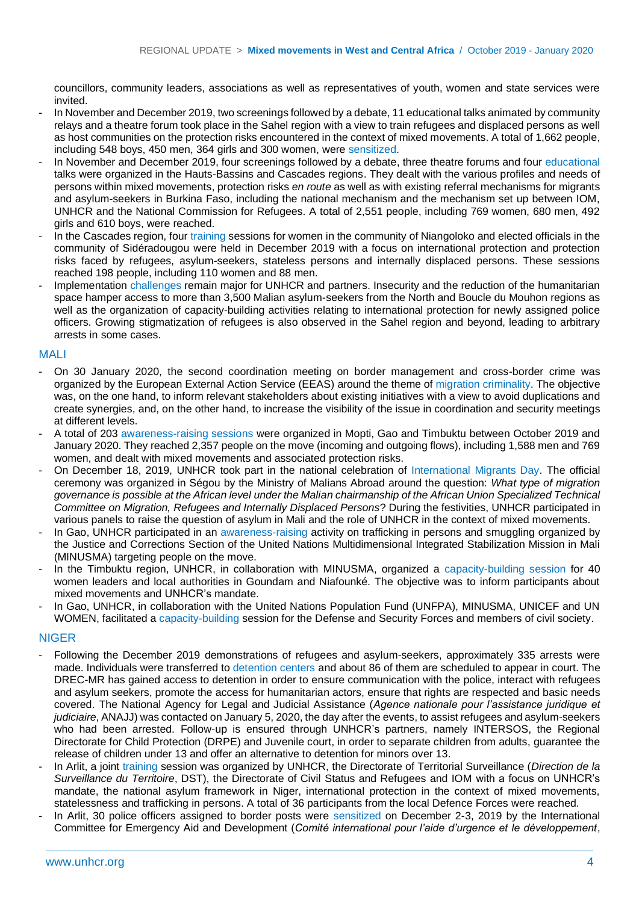councillors, community leaders, associations as well as representatives of youth, women and state services were invited.

- In November and December 2019, two screenings followed by a debate, 11 educational talks animated by community relays and a theatre forum took place in the Sahel region with a view to train refugees and displaced persons as well as host communities on the protection risks encountered in the context of mixed movements. A total of 1,662 people, including 548 boys, 450 men, 364 girls and 300 women, were sensitized.
- In November and December 2019, four screenings followed by a debate, three theatre forums and four educational talks were organized in the Hauts-Bassins and Cascades regions. They dealt with the various profiles and needs of persons within mixed movements, protection risks *en route* as well as with existing referral mechanisms for migrants and asylum-seekers in Burkina Faso, including the national mechanism and the mechanism set up between IOM, UNHCR and the National Commission for Refugees. A total of 2,551 people, including 769 women, 680 men, 492 girls and 610 boys, were reached.
- In the Cascades region, four training sessions for women in the community of Niangoloko and elected officials in the community of Sidéradougou were held in December 2019 with a focus on international protection and protection risks faced by refugees, asylum-seekers, stateless persons and internally displaced persons. These sessions reached 198 people, including 110 women and 88 men.
- Implementation challenges remain major for UNHCR and partners. Insecurity and the reduction of the humanitarian space hamper access to more than 3,500 Malian asylum-seekers from the North and Boucle du Mouhon regions as well as the organization of capacity-building activities relating to international protection for newly assigned police officers. Growing stigmatization of refugees is also observed in the Sahel region and beyond, leading to arbitrary arrests in some cases.

## MALI

- On 30 January 2020, the second coordination meeting on border management and cross-border crime was organized by the European External Action Service (EEAS) around the theme of migration criminality. The objective was, on the one hand, to inform relevant stakeholders about existing initiatives with a view to avoid duplications and create synergies, and, on the other hand, to increase the visibility of the issue in coordination and security meetings at different levels.
- A total of 203 awareness-raising sessions were organized in Mopti, Gao and Timbuktu between October 2019 and January 2020. They reached 2,357 people on the move (incoming and outgoing flows), including 1,588 men and 769 women, and dealt with mixed movements and associated protection risks.
- On December 18, 2019, UNHCR took part in the national celebration of International Migrants Day. The official ceremony was organized in Ségou by the Ministry of Malians Abroad around the question: *What type of migration governance is possible at the African level under the Malian chairmanship of the African Union Specialized Technical Committee on Migration, Refugees and Internally Displaced Persons*? During the festivities, UNHCR participated in various panels to raise the question of asylum in Mali and the role of UNHCR in the context of mixed movements.
- In Gao, UNHCR participated in an awareness-raising activity on trafficking in persons and smuggling organized by the Justice and Corrections Section of the United Nations Multidimensional Integrated Stabilization Mission in Mali (MINUSMA) targeting people on the move.
- In the Timbuktu region, UNHCR, in collaboration with MINUSMA, organized a capacity-building session for 40 women leaders and local authorities in Goundam and Niafounké. The objective was to inform participants about mixed movements and UNHCR's mandate.
- In Gao, UNHCR, in collaboration with the United Nations Population Fund (UNFPA), MINUSMA, UNICEF and UN WOMEN, facilitated a capacity-building session for the Defense and Security Forces and members of civil society.

## NIGER

- Following the December 2019 demonstrations of refugees and asylum-seekers, approximately 335 arrests were made. Individuals were transferred to detention centers and about 86 of them are scheduled to appear in court. The DREC-MR has gained access to detention in order to ensure communication with the police, interact with refugees and asylum seekers, promote the access for humanitarian actors, ensure that rights are respected and basic needs covered. The National Agency for Legal and Judicial Assistance (*Agence nationale pour l'assistance juridique et judiciaire*, ANAJJ) was contacted on January 5, 2020, the day after the events, to assist refugees and asylum-seekers who had been arrested. Follow-up is ensured through UNHCR's partners, namely INTERSOS, the Regional Directorate for Child Protection (DRPE) and Juvenile court, in order to separate children from adults, guarantee the release of children under 13 and offer an alternative to detention for minors over 13.
- In Arlit, a joint training session was organized by UNHCR, the Directorate of Territorial Surveillance (*Direction de la Surveillance du Territoire*, DST), the Directorate of Civil Status and Refugees and IOM with a focus on UNHCR's mandate, the national asylum framework in Niger, international protection in the context of mixed movements, statelessness and trafficking in persons. A total of 36 participants from the local Defence Forces were reached.
- In Arlit, 30 police officers assigned to border posts were sensitized on December 2-3, 2019 by the International Committee for Emergency Aid and Development (*Comité international pour l'aide d'urgence et le développement*,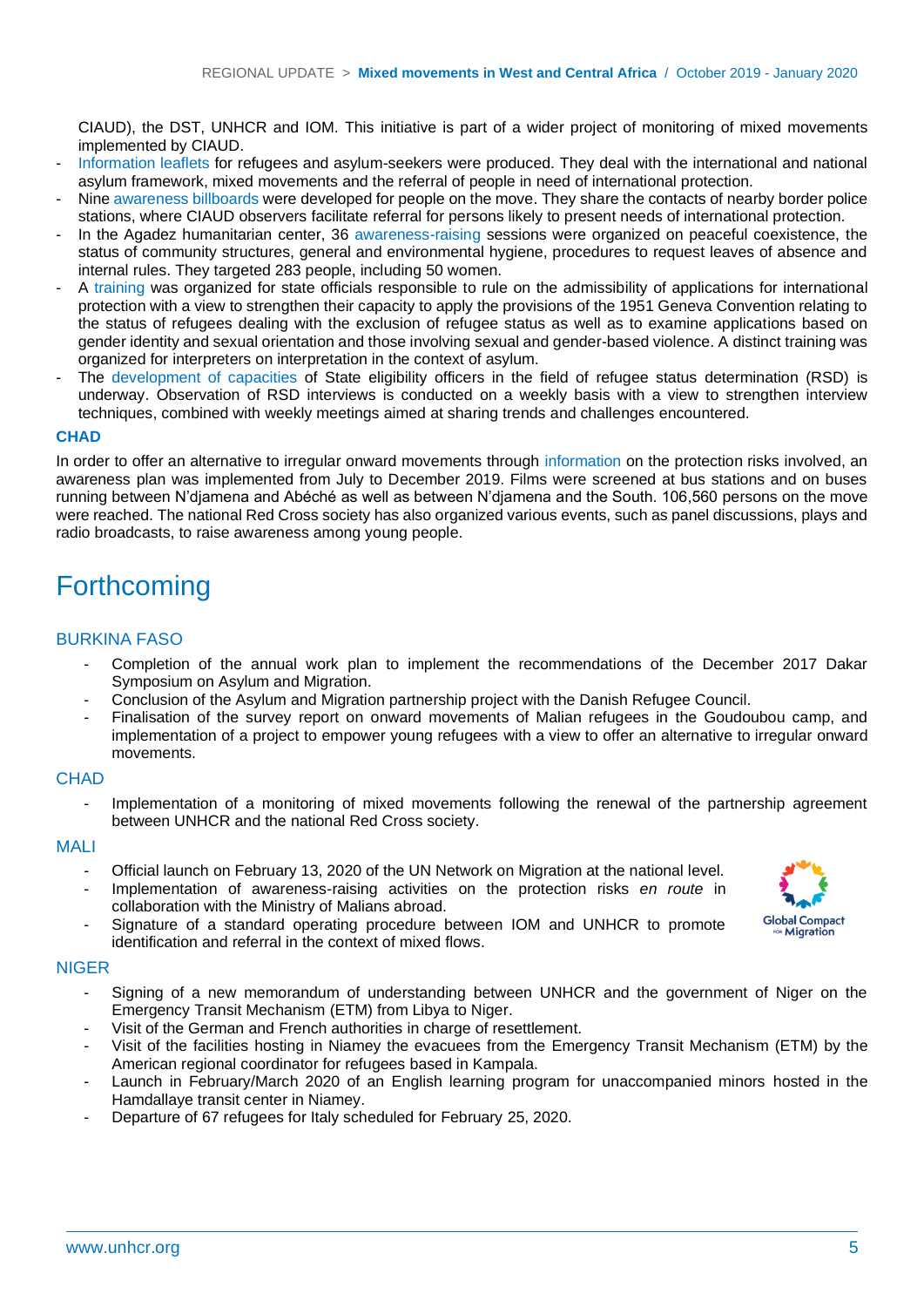CIAUD), the DST, UNHCR and IOM. This initiative is part of a wider project of monitoring of mixed movements implemented by CIAUD.

- Information leaflets for refugees and asylum-seekers were produced. They deal with the international and national asylum framework, mixed movements and the referral of people in need of international protection.
- Nine awareness billboards were developed for people on the move. They share the contacts of nearby border police stations, where CIAUD observers facilitate referral for persons likely to present needs of international protection.
- In the Agadez humanitarian center, 36 awareness-raising sessions were organized on peaceful coexistence, the status of community structures, general and environmental hygiene, procedures to request leaves of absence and internal rules. They targeted 283 people, including 50 women.
- A training was organized for state officials responsible to rule on the admissibility of applications for international protection with a view to strengthen their capacity to apply the provisions of the 1951 Geneva Convention relating to the status of refugees dealing with the exclusion of refugee status as well as to examine applications based on gender identity and sexual orientation and those involving sexual and gender-based violence. A distinct training was organized for interpreters on interpretation in the context of asylum.
- The development of capacities of State eligibility officers in the field of refugee status determination (RSD) is underway. Observation of RSD interviews is conducted on a weekly basis with a view to strengthen interview techniques, combined with weekly meetings aimed at sharing trends and challenges encountered.

**CHAD**

In order to offer an alternative to irregular onward movements through information on the protection risks involved, an awareness plan was implemented from July to December 2019. Films were screened at bus stations and on buses running between N'djamena and Abéché as well as between N'djamena and the South. 106,560 persons on the move were reached. The national Red Cross society has also organized various events, such as panel discussions, plays and radio broadcasts, to raise awareness among young people.

# Forthcoming

## BURKINA FASO

- Completion of the annual work plan to implement the recommendations of the December 2017 Dakar Symposium on Asylum and Migration.
- Conclusion of the Asylum and Migration partnership project with the Danish Refugee Council.
- Finalisation of the survey report on onward movements of Malian refugees in the Goudoubou camp, and implementation of a project to empower young refugees with a view to offer an alternative to irregular onward movements.

## CHAD

- Implementation of a monitoring of mixed movements following the renewal of the partnership agreement between UNHCR and the national Red Cross society.

## MALI

- Official launch on February 13, 2020 of the UN Network on Migration at the national level.
- Implementation of awareness-raising activities on the protection risks *en route* in collaboration with the Ministry of Malians abroad.
- Signature of a standard operating procedure between IOM and UNHCR to promote identification and referral in the context of mixed flows.

## NIGER

- Signing of a new memorandum of understanding between UNHCR and the government of Niger on the Emergency Transit Mechanism (ETM) from Libya to Niger.
- Visit of the German and French authorities in charge of resettlement.
- Visit of the facilities hosting in Niamey the evacuees from the Emergency Transit Mechanism (ETM) by the American regional coordinator for refugees based in Kampala.
- Launch in February/March 2020 of an English learning program for unaccompanied minors hosted in the Hamdallaye transit center in Niamey.
- Departure of 67 refugees for Italy scheduled for February 25, 2020.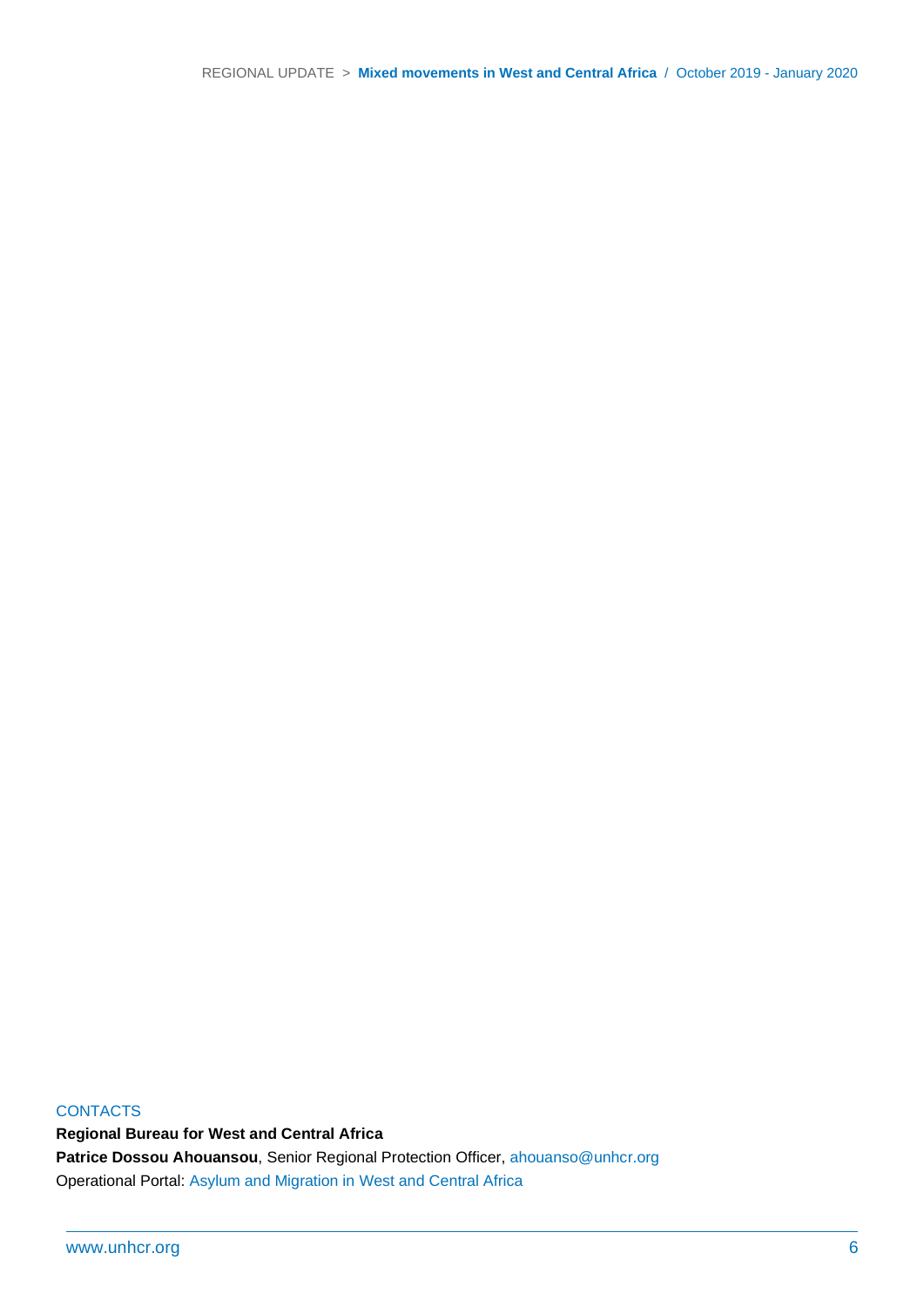CONTACTS

**Regional Bureau for West and Central Africa**

**Patrice Dossou Ahouansou**, Senior Regional Protection Officer, ahouanso@unhcr.org

Operational Portal: Asylum and Migration in West and Central Africa